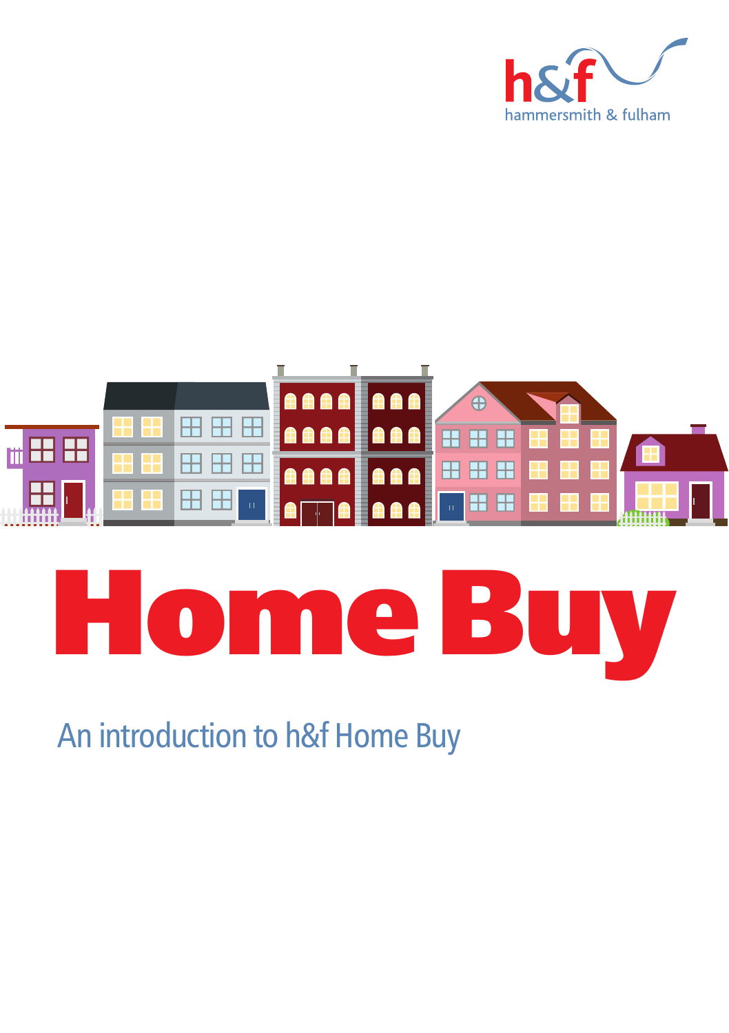h&f
hammersmith & fulham

# Home Buy

An introduction to h&f Home Buy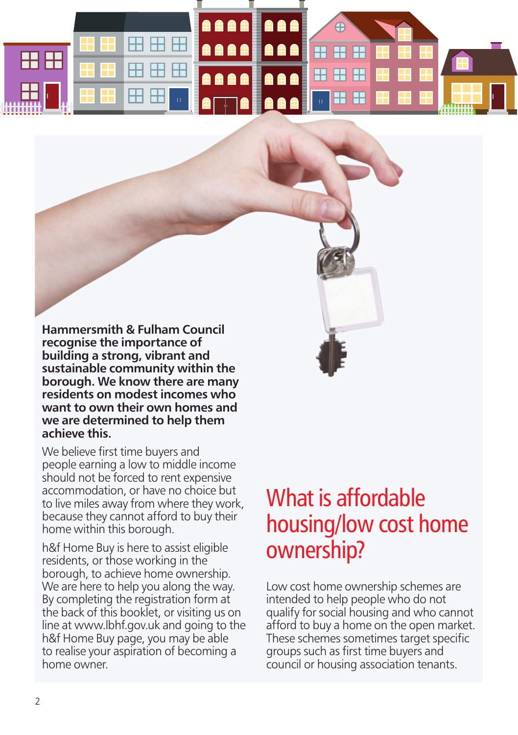**Hammersmith & Fulham Council recognise the importance of building a strong, vibrant and sustainable community within the borough. We know there are many residents on modest incomes who want to own their own homes and we are determined to help them achieve this.**

We believe first time buyers and people earning a low to middle income should not be forced to rent expensive accommodation, or have no choice but to live miles away from where they work, because they cannot afford to buy their home within this borough.

h&f Home Buy is here to assist eligible residents, or those working in the borough, to achieve home ownership. We are here to help you along the way. By completing the registration form at the back of this booklet, or visiting us on line at www.lbhf.gov.uk and going to the h&f Home Buy page, you may be able to realise your aspiration of becoming a home owner.

## What is affordable housing/low cost home ownership?

Low cost home ownership schemes are intended to help people who do not qualify for social housing and who cannot afford to buy a home on the open market. These schemes sometimes target specific groups such as first time buyers and council or housing association tenants.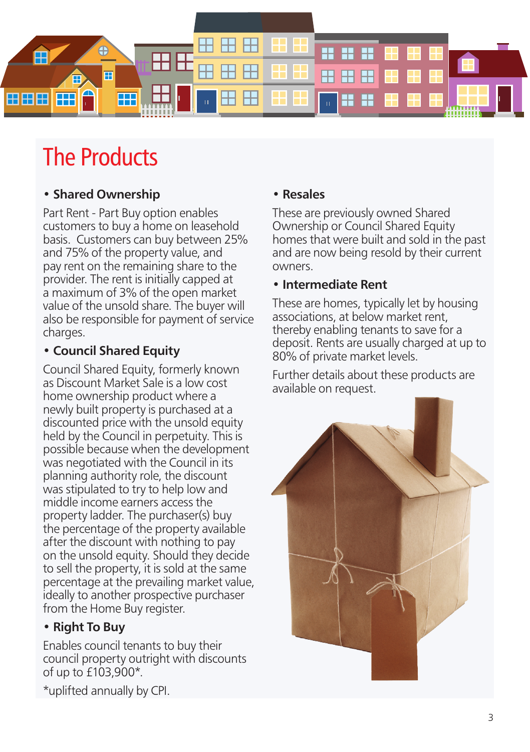# The Products

- **Shared Ownership**

Part Rent - Part Buy option enables customers to buy a home on leasehold basis. Customers can buy between 25% and 75% of the property value, and pay rent on the remaining share to the provider. The rent is initially capped at a maximum of 3% of the open market value of the unsold share. The buyer will also be responsible for payment of service charges.

- **Council Shared Equity**

Council Shared Equity, formerly known as Discount Market Sale is a low cost home ownership product where a newly built property is purchased at a discounted price with the unsold equity held by the Council in perpetuity. This is possible because when the development was negotiated with the Council in its planning authority role, the discount was stipulated to try to help low and middle income earners access the property ladder. The purchaser(s) buy the percentage of the property available after the discount with nothing to pay on the unsold equity. Should they decide to sell the property, it is sold at the same percentage at the prevailing market value, ideally to another prospective purchaser from the Home Buy register.

- **Right To Buy**

Enables council tenants to buy their council property outright with discounts of up to £103,900*.

*uplifted annually by CPI.

- **Resales**

These are previously owned Shared Ownership or Council Shared Equity homes that were built and sold in the past and are now being resold by their current owners.

- **Intermediate Rent**

These are homes, typically let by housing associations, at below market rent, thereby enabling tenants to save for a deposit. Rents are usually charged at up to 80% of private market levels.

Further details about these products are available on request.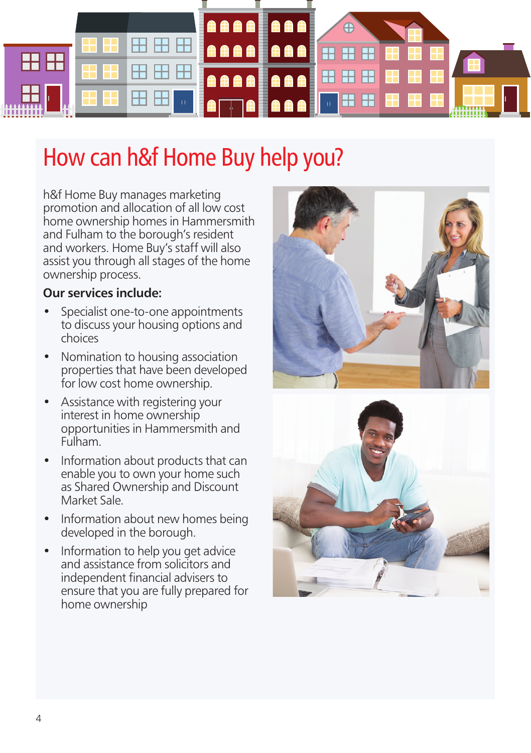# How can h&f Home Buy help you?

h&f Home Buy manages marketing promotion and allocation of all low cost home ownership homes in Hammersmith and Fulham to the borough's resident and workers. Home Buy's staff will also assist you through all stages of the home ownership process.

**Our services include:**

- Specialist one-to-one appointments to discuss your housing options and choices
- Nomination to housing association properties that have been developed for low cost home ownership.
- Assistance with registering your interest in home ownership opportunities in Hammersmith and Fulham.
- Information about products that can enable you to own your home such as Shared Ownership and Discount Market Sale.
- Information about new homes being developed in the borough.
- Information to help you get advice and assistance from solicitors and independent financial advisers to ensure that you are fully prepared for home ownership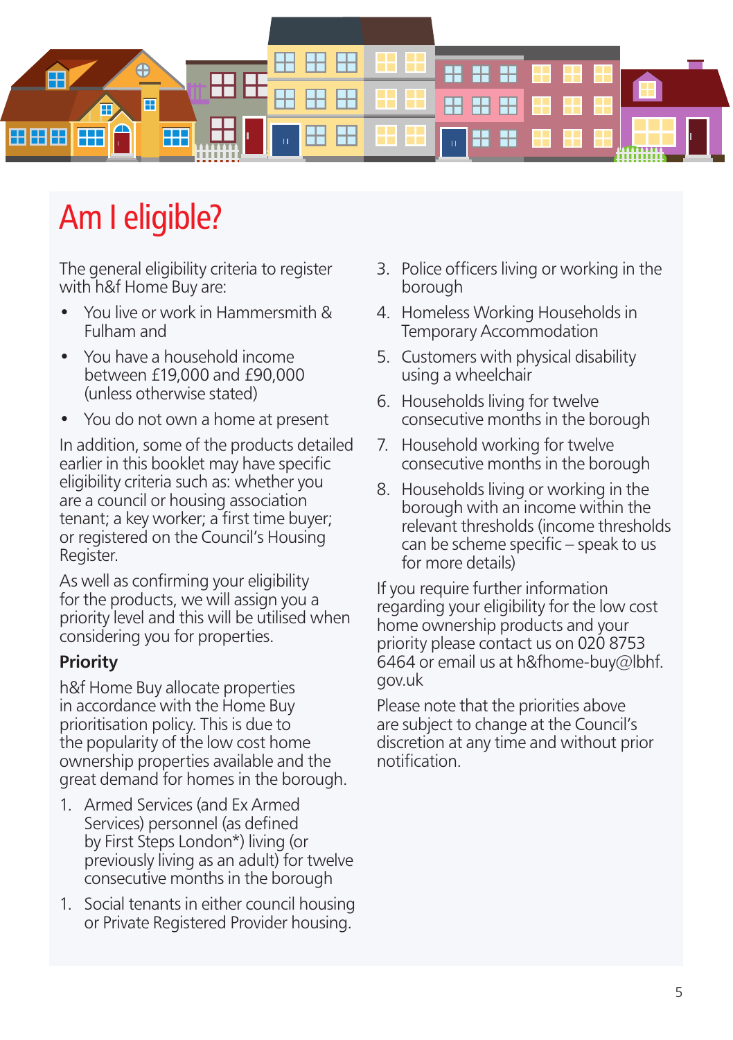# Am I eligible?

The general eligibility criteria to register with h&f Home Buy are:

- You live or work in Hammersmith & Fulham and
- You have a household income between £19,000 and £90,000 (unless otherwise stated)
- You do not own a home at present

In addition, some of the products detailed earlier in this booklet may have specific eligibility criteria such as: whether you are a council or housing association tenant; a key worker; a first time buyer; or registered on the Council's Housing Register.

As well as confirming your eligibility for the products, we will assign you a priority level and this will be utilised when considering you for properties.

## Priority

h&f Home Buy allocate properties in accordance with the Home Buy prioritisation policy. This is due to the popularity of the low cost home ownership properties available and the great demand for homes in the borough.

1. Armed Services (and Ex Armed Services) personnel (as defined by First Steps London*) living (or previously living as an adult) for twelve consecutive months in the borough
1. Social tenants in either council housing or Private Registered Provider housing.
3. Police officers living or working in the borough
4. Homeless Working Households in Temporary Accommodation
5. Customers with physical disability using a wheelchair
6. Households living for twelve consecutive months in the borough
7. Household working for twelve consecutive months in the borough
8. Households living or working in the borough with an income within the relevant thresholds (income thresholds can be scheme specific – speak to us for more details)

If you require further information regarding your eligibility for the low cost home ownership products and your priority please contact us on 020 8753 6464 or email us at h&fhome-buy@lbhf.gov.uk

Please note that the priorities above are subject to change at the Council's discretion at any time and without prior notification.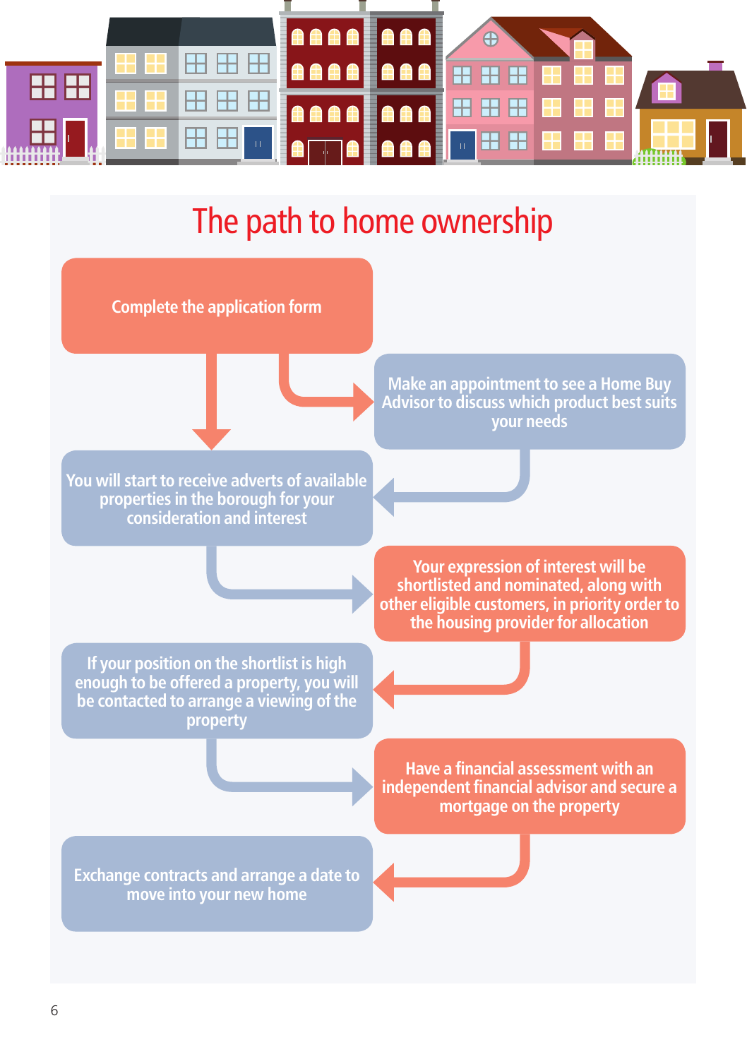# The path to home ownership

1. Complete the application form
2. Make an appointment to see a Home Buy Advisor to discuss which product best suits your needs
3. You will start to receive adverts of available properties in the borough for your consideration and interest
4. Your expression of interest will be shortlisted and nominated, along with other eligible customers, in priority order to the housing provider for allocation
5. If your position on the shortlist is high enough to be offered a property, you will be contacted to arrange a viewing of the property
6. Have a financial assessment with an independent financial advisor and secure a mortgage on the property
7. Exchange contracts and arrange a date to move into your new home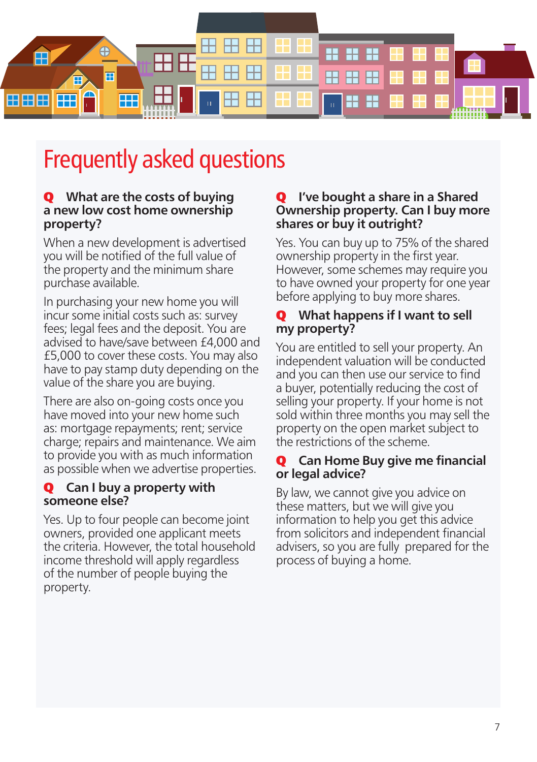# Frequently asked questions

### Q What are the costs of buying a new low cost home ownership property?

When a new development is advertised you will be notified of the full value of the property and the minimum share purchase available.

In purchasing your new home you will incur some initial costs such as: survey fees; legal fees and the deposit. You are advised to have/save between £4,000 and £5,000 to cover these costs. You may also have to pay stamp duty depending on the value of the share you are buying.

There are also on-going costs once you have moved into your new home such as: mortgage repayments; rent; service charge; repairs and maintenance. We aim to provide you with as much information as possible when we advertise properties.

### Q Can I buy a property with someone else?

Yes. Up to four people can become joint owners, provided one applicant meets the criteria. However, the total household income threshold will apply regardless of the number of people buying the property.

### Q I've bought a share in a Shared Ownership property. Can I buy more shares or buy it outright?

Yes. You can buy up to 75% of the shared ownership property in the first year. However, some schemes may require you to have owned your property for one year before applying to buy more shares.

### Q What happens if I want to sell my property?

You are entitled to sell your property. An independent valuation will be conducted and you can then use our service to find a buyer, potentially reducing the cost of selling your property. If your home is not sold within three months you may sell the property on the open market subject to the restrictions of the scheme.

### Q Can Home Buy give me financial or legal advice?

By law, we cannot give you advice on these matters, but we will give you information to help you get this advice from solicitors and independent financial advisers, so you are fully prepared for the process of buying a home.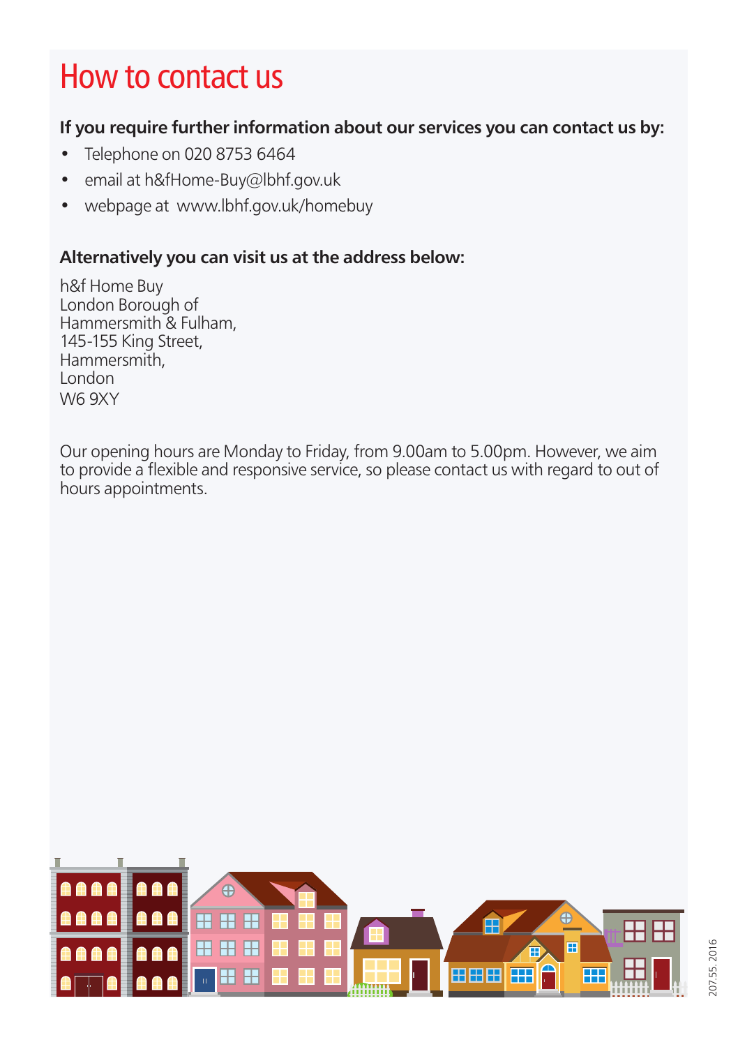# How to contact us

**If you require further information about our services you can contact us by:**

- Telephone on 020 8753 6464
- email at h&fHome-Buy@lbhf.gov.uk
- webpage at www.lbhf.gov.uk/homebuy

**Alternatively you can visit us at the address below:**

h&f Home Buy
London Borough of
Hammersmith & Fulham,
145-155 King Street,
Hammersmith,
London
W6 9XY

Our opening hours are Monday to Friday, from 9.00am to 5.00pm. However, we aim to provide a flexible and responsive service, so please contact us with regard to out of hours appointments.

207.55.2016